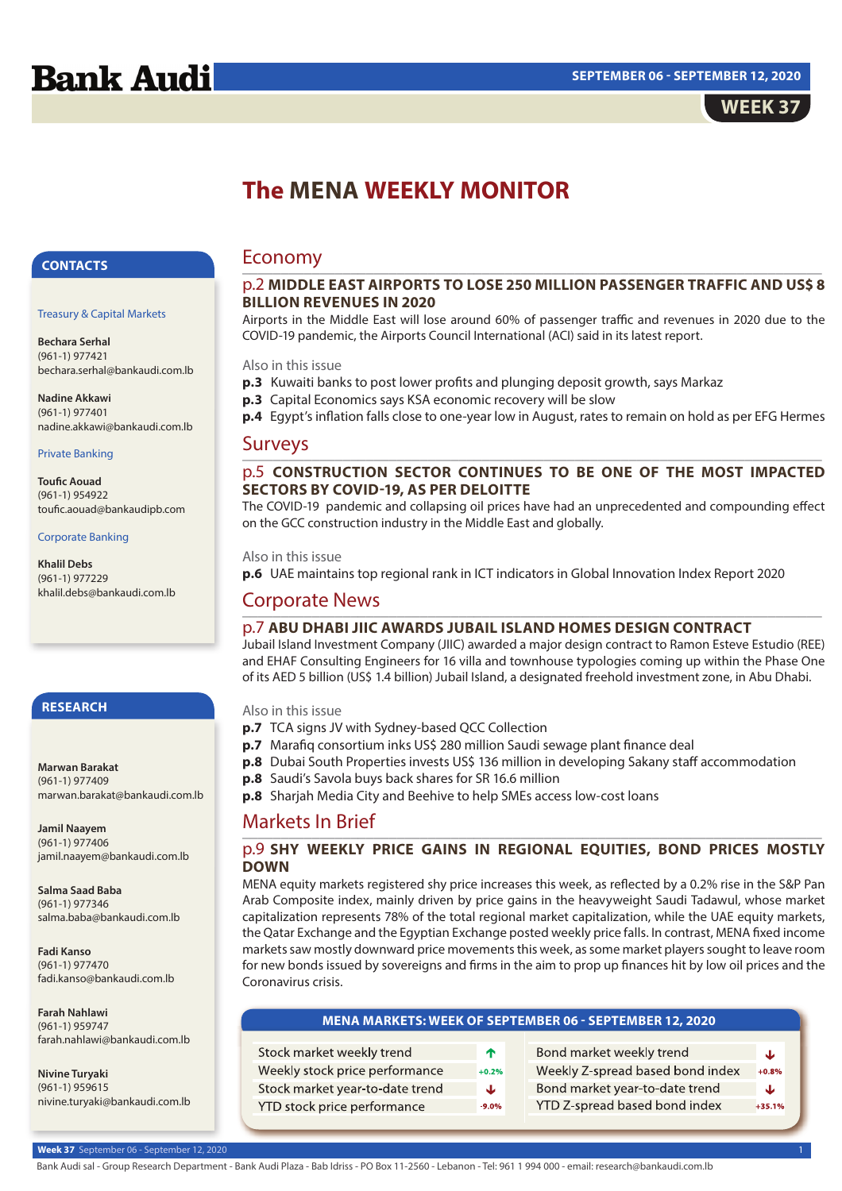# Bank Audi

SEPTEMBER 06 - SEPTEMBER 12, 2020

WEEK 37

# The MENA WEEKLY MONITOR

## CONTACTS

Treasury & Capital Markets

**Bechara Serhal**
(961-1) 977421
bechara.serhal@bankaudi.com.lb

**Nadine Akkawi**
(961-1) 977401
nadine.akkawi@bankaudi.com.lb

Private Banking

**Toufic Aouad**
(961-1) 954922
toufic.aouad@bankaudipb.com

Corporate Banking

**Khalil Debs**
(961-1) 977229
khalil.debs@bankaudi.com.lb

## RESEARCH

**Marwan Barakat**
(961-1) 977409
marwan.barakat@bankaudi.com.lb

**Jamil Naayem**
(961-1) 977406
jamil.naayem@bankaudi.com.lb

**Salma Saad Baba**
(961-1) 977346
salma.baba@bankaudi.com.lb

**Fadi Kanso**
(961-1) 977470
fadi.kanso@bankaudi.com.lb

**Farah Nahlawi**
(961-1) 959747
farah.nahlawi@bankaudi.com.lb

**Nivine Turyaki**
(961-1) 959615
nivine.turyaki@bankaudi.com.lb

## Economy

### p.2 MIDDLE EAST AIRPORTS TO LOSE 250 MILLION PASSENGER TRAFFIC AND US$ 8 BILLION REVENUES IN 2020

Airports in the Middle East will lose around 60% of passenger traffic and revenues in 2020 due to the COVID-19 pandemic, the Airports Council International (ACI) said in its latest report.

Also in this issue

**p.3** Kuwaiti banks to post lower profits and plunging deposit growth, says Markaz
**p.3** Capital Economics says KSA economic recovery will be slow
**p.4** Egypt's inflation falls close to one-year low in August, rates to remain on hold as per EFG Hermes

## Surveys

### p.5 CONSTRUCTION SECTOR CONTINUES TO BE ONE OF THE MOST IMPACTED SECTORS BY COVID-19, AS PER DELOITTE

The COVID-19 pandemic and collapsing oil prices have had an unprecedented and compounding effect on the GCC construction industry in the Middle East and globally.

Also in this issue

**p.6** UAE maintains top regional rank in ICT indicators in Global Innovation Index Report 2020

## Corporate News

### p.7 ABU DHABI JIIC AWARDS JUBAIL ISLAND HOMES DESIGN CONTRACT

Jubail Island Investment Company (JIIC) awarded a major design contract to Ramon Esteve Estudio (REE) and EHAF Consulting Engineers for 16 villa and townhouse typologies coming up within the Phase One of its AED 5 billion (US$ 1.4 billion) Jubail Island, a designated freehold investment zone, in Abu Dhabi.

Also in this issue

**p.7** TCA signs JV with Sydney-based QCC Collection
**p.7** Marafiq consortium inks US$ 280 million Saudi sewage plant finance deal
**p.8** Dubai South Properties invests US$ 136 million in developing Sakany staff accommodation
**p.8** Saudi's Savola buys back shares for SR 16.6 million
**p.8** Sharjah Media City and Beehive to help SMEs access low-cost loans

## Markets In Brief

### p.9 SHY WEEKLY PRICE GAINS IN REGIONAL EQUITIES, BOND PRICES MOSTLY DOWN

MENA equity markets registered shy price increases this week, as reflected by a 0.2% rise in the S&P Pan Arab Composite index, mainly driven by price gains in the heavyweight Saudi Tadawul, whose market capitalization represents 78% of the total regional market capitalization, while the UAE equity markets, the Qatar Exchange and the Egyptian Exchange posted weekly price falls. In contrast, MENA fixed income markets saw mostly downward price movements this week, as some market players sought to leave room for new bonds issued by sovereigns and firms in the aim to prop up finances hit by low oil prices and the Coronavirus crisis.

**MENA MARKETS: WEEK OF SEPTEMBER 06 - SEPTEMBER 12, 2020**

| | | | |
|---|---|---|---|
| Stock market weekly trend | ↑ | Bond market weekly trend | ↓ |
| Weekly stock price performance | +0.2% | Weekly Z-spread based bond index | +0.8% |
| Stock market year-to-date trend | ↓ | Bond market year-to-date trend | ↓ |
| YTD stock price performance | -9.0% | YTD Z-spread based bond index | +35.1% |

Bank Audi sal - Group Research Department - Bank Audi Plaza - Bab Idriss - PO Box 11-2560 - Lebanon - Tel: 961 1 994 000 - email: research@bankaudi.com.lb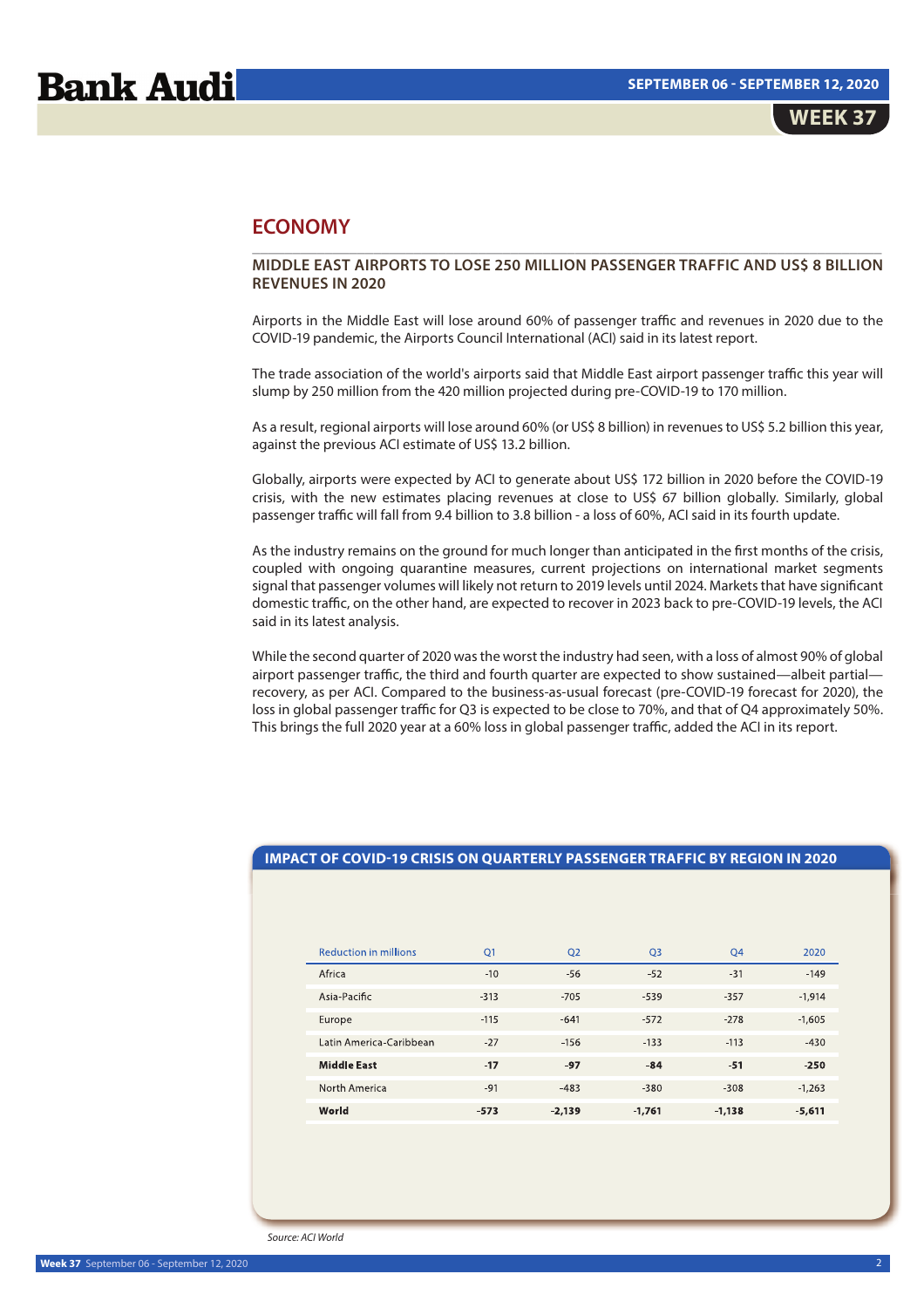## ECONOMY

### MIDDLE EAST AIRPORTS TO LOSE 250 MILLION PASSENGER TRAFFIC AND US$ 8 BILLION REVENUES IN 2020

Airports in the Middle East will lose around 60% of passenger traffic and revenues in 2020 due to the COVID-19 pandemic, the Airports Council International (ACI) said in its latest report.

The trade association of the world's airports said that Middle East airport passenger traffic this year will slump by 250 million from the 420 million projected during pre-COVID-19 to 170 million.

As a result, regional airports will lose around 60% (or US$ 8 billion) in revenues to US$ 5.2 billion this year, against the previous ACI estimate of US$ 13.2 billion.

Globally, airports were expected by ACI to generate about US$ 172 billion in 2020 before the COVID-19 crisis, with the new estimates placing revenues at close to US$ 67 billion globally. Similarly, global passenger traffic will fall from 9.4 billion to 3.8 billion - a loss of 60%, ACI said in its fourth update.

As the industry remains on the ground for much longer than anticipated in the first months of the crisis, coupled with ongoing quarantine measures, current projections on international market segments signal that passenger volumes will likely not return to 2019 levels until 2024. Markets that have significant domestic traffic, on the other hand, are expected to recover in 2023 back to pre-COVID-19 levels, the ACI said in its latest analysis.

While the second quarter of 2020 was the worst the industry had seen, with a loss of almost 90% of global airport passenger traffic, the third and fourth quarter are expected to show sustained—albeit partial—recovery, as per ACI. Compared to the business-as-usual forecast (pre-COVID-19 forecast for 2020), the loss in global passenger traffic for Q3 is expected to be close to 70%, and that of Q4 approximately 50%. This brings the full 2020 year at a 60% loss in global passenger traffic, added the ACI in its report.

**IMPACT OF COVID-19 CRISIS ON QUARTERLY PASSENGER TRAFFIC BY REGION IN 2020**

| Reduction in millions | Q1 | Q2 | Q3 | Q4 | 2020 |
|---|---|---|---|---|---|
| Africa | -10 | -56 | -52 | -31 | -149 |
| Asia-Pacific | -313 | -705 | -539 | -357 | -1,914 |
| Europe | -115 | -641 | -572 | -278 | -1,605 |
| Latin America-Caribbean | -27 | -156 | -133 | -113 | -430 |
| **Middle East** | **-17** | **-97** | **-84** | **-51** | **-250** |
| North America | -91 | -483 | -380 | -308 | -1,263 |
| **World** | **-573** | **-2,139** | **-1,761** | **-1,138** | **-5,611** |

*Source: ACI World*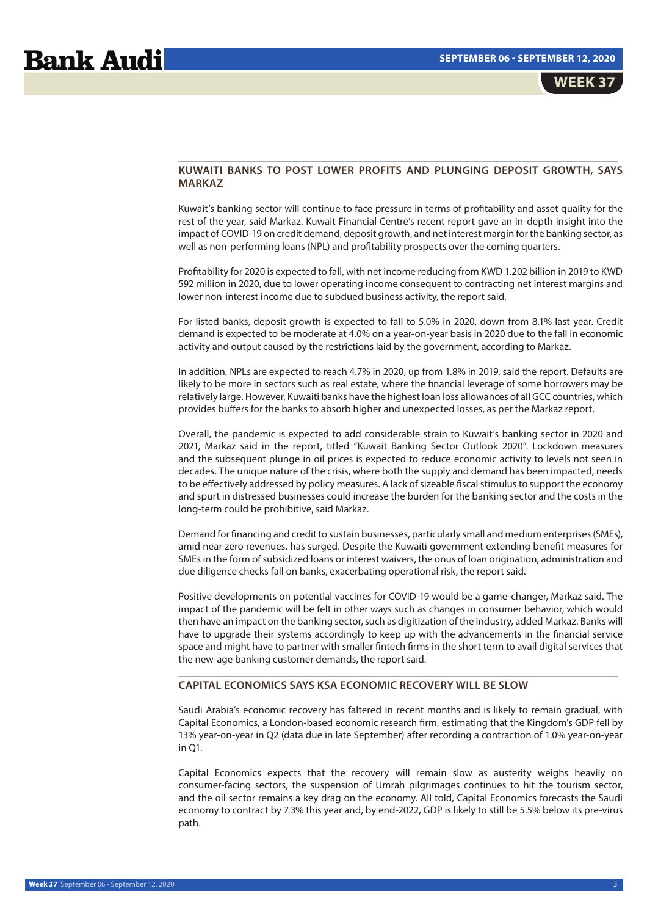## KUWAITI BANKS TO POST LOWER PROFITS AND PLUNGING DEPOSIT GROWTH, SAYS MARKAZ

Kuwait's banking sector will continue to face pressure in terms of profitability and asset quality for the rest of the year, said Markaz. Kuwait Financial Centre's recent report gave an in-depth insight into the impact of COVID-19 on credit demand, deposit growth, and net interest margin for the banking sector, as well as non-performing loans (NPL) and profitability prospects over the coming quarters.

Profitability for 2020 is expected to fall, with net income reducing from KWD 1.202 billion in 2019 to KWD 592 million in 2020, due to lower operating income consequent to contracting net interest margins and lower non-interest income due to subdued business activity, the report said.

For listed banks, deposit growth is expected to fall to 5.0% in 2020, down from 8.1% last year. Credit demand is expected to be moderate at 4.0% on a year-on-year basis in 2020 due to the fall in economic activity and output caused by the restrictions laid by the government, according to Markaz.

In addition, NPLs are expected to reach 4.7% in 2020, up from 1.8% in 2019, said the report. Defaults are likely to be more in sectors such as real estate, where the financial leverage of some borrowers may be relatively large. However, Kuwaiti banks have the highest loan loss allowances of all GCC countries, which provides buffers for the banks to absorb higher and unexpected losses, as per the Markaz report.

Overall, the pandemic is expected to add considerable strain to Kuwait's banking sector in 2020 and 2021, Markaz said in the report, titled "Kuwaiti Banking Sector Outlook 2020". Lockdown measures and the subsequent plunge in oil prices is expected to reduce economic activity to levels not seen in decades. The unique nature of the crisis, where both the supply and demand has been impacted, needs to be effectively addressed by policy measures. A lack of sizeable fiscal stimulus to support the economy and spurt in distressed businesses could increase the burden for the banking sector and the costs in the long-term could be prohibitive, said Markaz.

Demand for financing and credit to sustain businesses, particularly small and medium enterprises (SMEs), amid near-zero revenues, has surged. Despite the Kuwaiti government extending benefit measures for SMEs in the form of subsidized loans or interest waivers, the onus of loan origination, administration and due diligence checks fall on banks, exacerbating operational risk, the report said.

Positive developments on potential vaccines for COVID-19 would be a game-changer, Markaz said. The impact of the pandemic will be felt in other ways such as changes in consumer behavior, which would then have an impact on the banking sector, such as digitization of the industry, added Markaz. Banks will have to upgrade their systems accordingly to keep up with the advancements in the financial service space and might have to partner with smaller fintech firms in the short term to avail digital services that the new-age banking customer demands, the report said.

## CAPITAL ECONOMICS SAYS KSA ECONOMIC RECOVERY WILL BE SLOW

Saudi Arabia's economic recovery has faltered in recent months and is likely to remain gradual, with Capital Economics, a London-based economic research firm, estimating that the Kingdom's GDP fell by 13% year-on-year in Q2 (data due in late September) after recording a contraction of 1.0% year-on-year in Q1.

Capital Economics expects that the recovery will remain slow as austerity weighs heavily on consumer-facing sectors, the suspension of Umrah pilgrimages continues to hit the tourism sector, and the oil sector remains a key drag on the economy. All told, Capital Economics forecasts the Saudi economy to contract by 7.3% this year and, by end-2022, GDP is likely to still be 5.5% below its pre-virus path.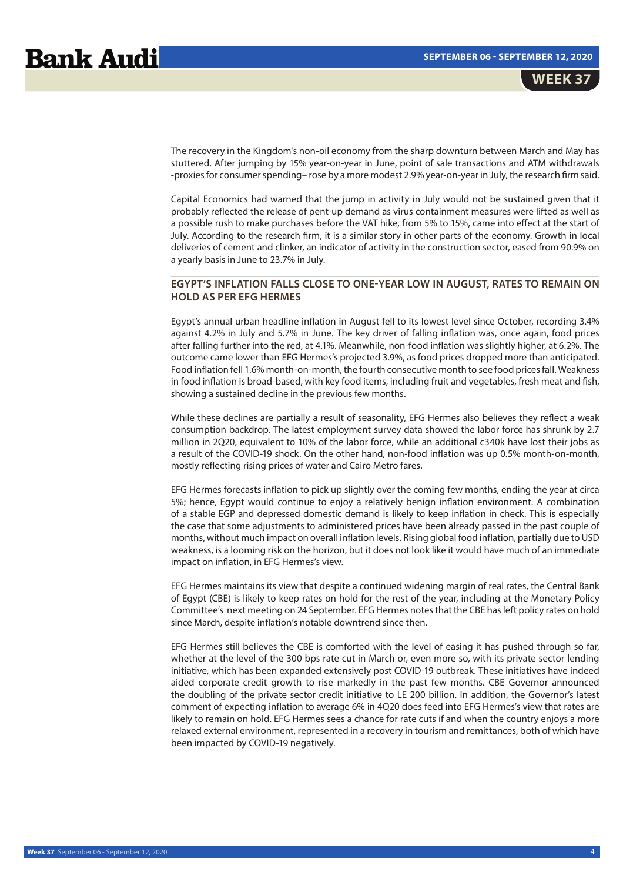The recovery in the Kingdom's non-oil economy from the sharp downturn between March and May has stuttered. After jumping by 15% year-on-year in June, point of sale transactions and ATM withdrawals -proxies for consumer spending– rose by a more modest 2.9% year-on-year in July, the research firm said.

Capital Economics had warned that the jump in activity in July would not be sustained given that it probably reflected the release of pent-up demand as virus containment measures were lifted as well as a possible rush to make purchases before the VAT hike, from 5% to 15%, came into effect at the start of July. According to the research firm, it is a similar story in other parts of the economy. Growth in local deliveries of cement and clinker, an indicator of activity in the construction sector, eased from 90.9% on a yearly basis in June to 23.7% in July.

## EGYPT'S INFLATION FALLS CLOSE TO ONE-YEAR LOW IN AUGUST, RATES TO REMAIN ON HOLD AS PER EFG HERMES

Egypt's annual urban headline inflation in August fell to its lowest level since October, recording 3.4% against 4.2% in July and 5.7% in June. The key driver of falling inflation was, once again, food prices after falling further into the red, at 4.1%. Meanwhile, non-food inflation was slightly higher, at 6.2%. The outcome came lower than EFG Hermes's projected 3.9%, as food prices dropped more than anticipated. Food inflation fell 1.6% month-on-month, the fourth consecutive month to see food prices fall. Weakness in food inflation is broad-based, with key food items, including fruit and vegetables, fresh meat and fish, showing a sustained decline in the previous few months.

While these declines are partially a result of seasonality, EFG Hermes also believes they reflect a weak consumption backdrop. The latest employment survey data showed the labor force has shrunk by 2.7 million in 2Q20, equivalent to 10% of the labor force, while an additional c340k have lost their jobs as a result of the COVID-19 shock. On the other hand, non-food inflation was up 0.5% month-on-month, mostly reflecting rising prices of water and Cairo Metro fares.

EFG Hermes forecasts inflation to pick up slightly over the coming few months, ending the year at circa 5%; hence, Egypt would continue to enjoy a relatively benign inflation environment. A combination of a stable EGP and depressed domestic demand is likely to keep inflation in check. This is especially the case that some adjustments to administered prices have been already passed in the past couple of months, without much impact on overall inflation levels. Rising global food inflation, partially due to USD weakness, is a looming risk on the horizon, but it does not look like it would have much of an immediate impact on inflation, in EFG Hermes's view.

EFG Hermes maintains its view that despite a continued widening margin of real rates, the Central Bank of Egypt (CBE) is likely to keep rates on hold for the rest of the year, including at the Monetary Policy Committee's next meeting on 24 September. EFG Hermes notes that the CBE has left policy rates on hold since March, despite inflation's notable downtrend since then.

EFG Hermes still believes the CBE is comforted with the level of easing it has pushed through so far, whether at the level of the 300 bps rate cut in March or, even more so, with its private sector lending initiative, which has been expanded extensively post COVID-19 outbreak. These initiatives have indeed aided corporate credit growth to rise markedly in the past few months. CBE Governor announced the doubling of the private sector credit initiative to LE 200 billion. In addition, the Governor's latest comment of expecting inflation to average 6% in 4Q20 does feed into EFG Hermes's view that rates are likely to remain on hold. EFG Hermes sees a chance for rate cuts if and when the country enjoys a more relaxed external environment, represented in a recovery in tourism and remittances, both of which have been impacted by COVID-19 negatively.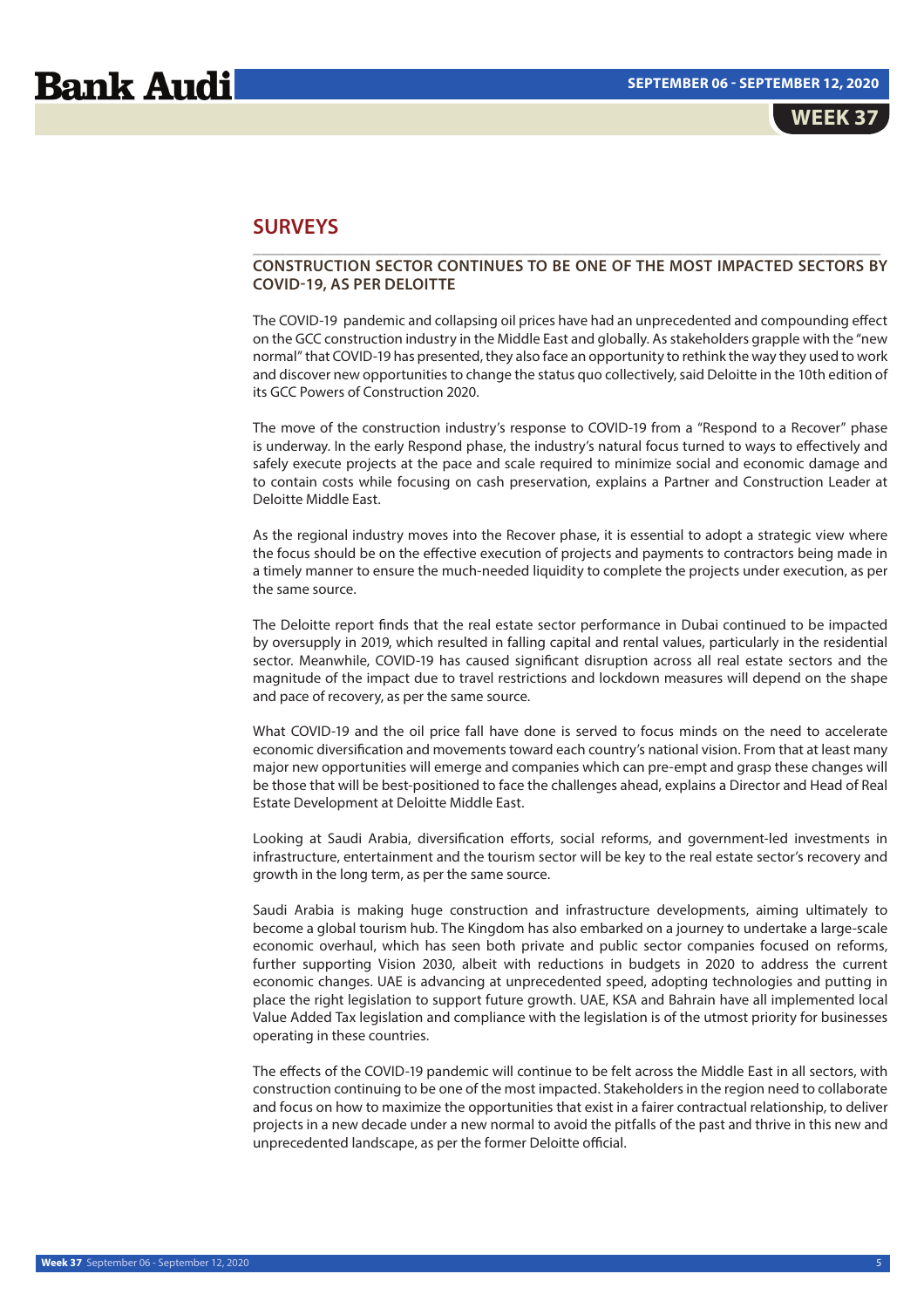## SURVEYS

### CONSTRUCTION SECTOR CONTINUES TO BE ONE OF THE MOST IMPACTED SECTORS BY COVID-19, AS PER DELOITTE

The COVID-19 pandemic and collapsing oil prices have had an unprecedented and compounding effect on the GCC construction industry in the Middle East and globally. As stakeholders grapple with the "new normal" that COVID-19 has presented, they also face an opportunity to rethink the way they used to work and discover new opportunities to change the status quo collectively, said Deloitte in the 10th edition of its GCC Powers of Construction 2020.

The move of the construction industry's response to COVID-19 from a "Respond to a Recover" phase is underway. In the early Respond phase, the industry's natural focus turned to ways to effectively and safely execute projects at the pace and scale required to minimize social and economic damage and to contain costs while focusing on cash preservation, explains a Partner and Construction Leader at Deloitte Middle East.

As the regional industry moves into the Recover phase, it is essential to adopt a strategic view where the focus should be on the effective execution of projects and payments to contractors being made in a timely manner to ensure the much-needed liquidity to complete the projects under execution, as per the same source.

The Deloitte report finds that the real estate sector performance in Dubai continued to be impacted by oversupply in 2019, which resulted in falling capital and rental values, particularly in the residential sector. Meanwhile, COVID-19 has caused significant disruption across all real estate sectors and the magnitude of the impact due to travel restrictions and lockdown measures will depend on the shape and pace of recovery, as per the same source.

What COVID-19 and the oil price fall have done is served to focus minds on the need to accelerate economic diversification and movements toward each country's national vision. From that at least many major new opportunities will emerge and companies which can pre-empt and grasp these changes will be those that will be best-positioned to face the challenges ahead, explains a Director and Head of Real Estate Development at Deloitte Middle East.

Looking at Saudi Arabia, diversification efforts, social reforms, and government-led investments in infrastructure, entertainment and the tourism sector will be key to the real estate sector's recovery and growth in the long term, as per the same source.

Saudi Arabia is making huge construction and infrastructure developments, aiming ultimately to become a global tourism hub. The Kingdom has also embarked on a journey to undertake a large-scale economic overhaul, which has seen both private and public sector companies focused on reforms, further supporting Vision 2030, albeit with reductions in budgets in 2020 to address the current economic changes. UAE is advancing at unprecedented speed, adopting technologies and putting in place the right legislation to support future growth. UAE, KSA and Bahrain have all implemented local Value Added Tax legislation and compliance with the legislation is of the utmost priority for businesses operating in these countries.

The effects of the COVID-19 pandemic will continue to be felt across the Middle East in all sectors, with construction continuing to be one of the most impacted. Stakeholders in the region need to collaborate and focus on how to maximize the opportunities that exist in a fairer contractual relationship, to deliver projects in a new decade under a new normal to avoid the pitfalls of the past and thrive in this new and unprecedented landscape, as per the former Deloitte official.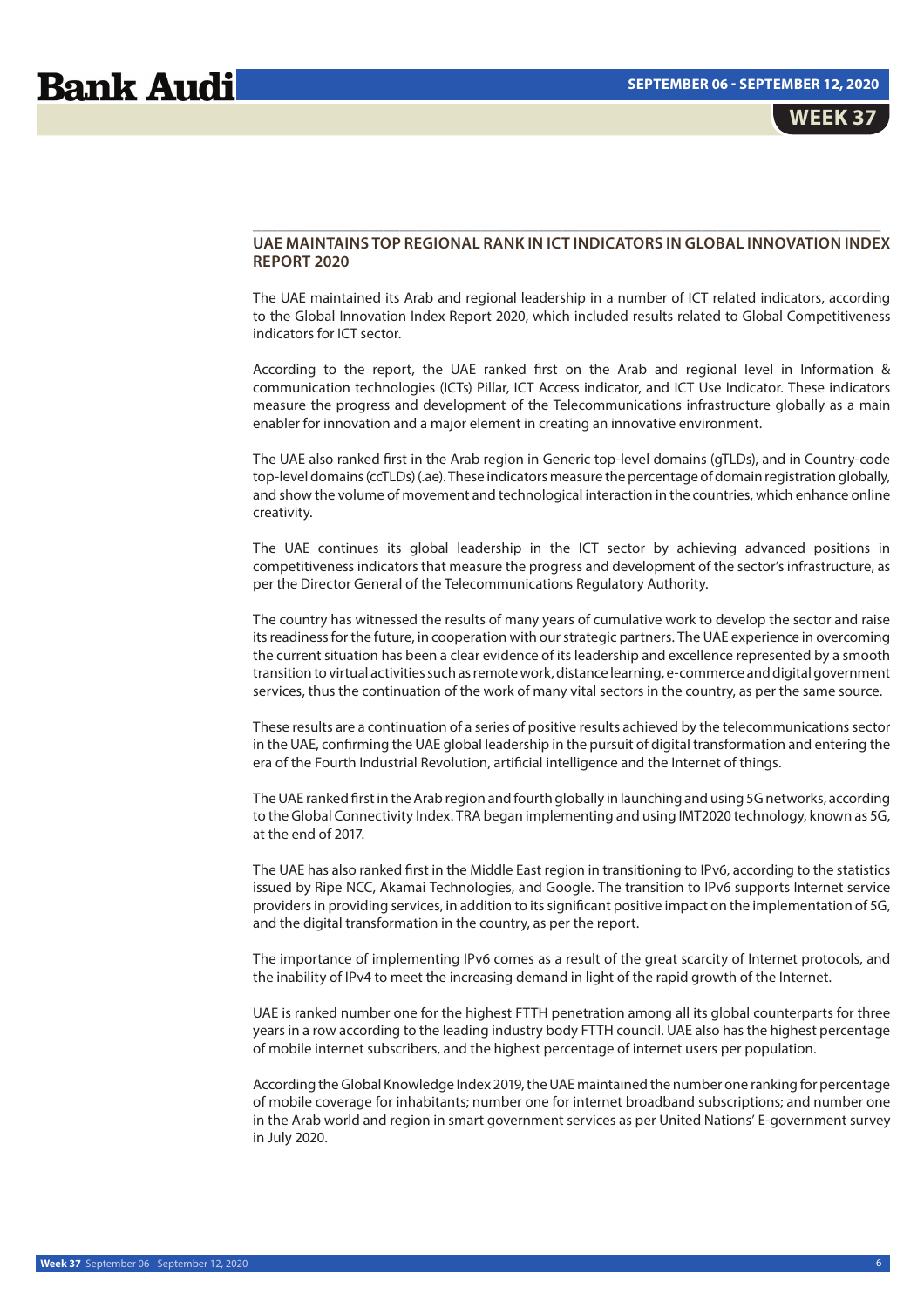## UAE MAINTAINS TOP REGIONAL RANK IN ICT INDICATORS IN GLOBAL INNOVATION INDEX REPORT 2020

The UAE maintained its Arab and regional leadership in a number of ICT related indicators, according to the Global Innovation Index Report 2020, which included results related to Global Competitiveness indicators for ICT sector.

According to the report, the UAE ranked first on the Arab and regional level in Information & communication technologies (ICTs) Pillar, ICT Access indicator, and ICT Use Indicator. These indicators measure the progress and development of the Telecommunications infrastructure globally as a main enabler for innovation and a major element in creating an innovative environment.

The UAE also ranked first in the Arab region in Generic top-level domains (gTLDs), and in Country-code top-level domains (ccTLDs) (.ae). These indicators measure the percentage of domain registration globally, and show the volume of movement and technological interaction in the countries, which enhance online creativity.

The UAE continues its global leadership in the ICT sector by achieving advanced positions in competitiveness indicators that measure the progress and development of the sector's infrastructure, as per the Director General of the Telecommunications Regulatory Authority.

The country has witnessed the results of many years of cumulative work to develop the sector and raise its readiness for the future, in cooperation with our strategic partners. The UAE experience in overcoming the current situation has been a clear evidence of its leadership and excellence represented by a smooth transition to virtual activities such as remote work, distance learning, e-commerce and digital government services, thus the continuation of the work of many vital sectors in the country, as per the same source.

These results are a continuation of a series of positive results achieved by the telecommunications sector in the UAE, confirming the UAE global leadership in the pursuit of digital transformation and entering the era of the Fourth Industrial Revolution, artificial intelligence and the Internet of things.

The UAE ranked first in the Arab region and fourth globally in launching and using 5G networks, according to the Global Connectivity Index. TRA began implementing and using IMT2020 technology, known as 5G, at the end of 2017.

The UAE has also ranked first in the Middle East region in transitioning to IPv6, according to the statistics issued by Ripe NCC, Akamai Technologies, and Google. The transition to IPv6 supports Internet service providers in providing services, in addition to its significant positive impact on the implementation of 5G, and the digital transformation in the country, as per the report.

The importance of implementing IPv6 comes as a result of the great scarcity of Internet protocols, and the inability of IPv4 to meet the increasing demand in light of the rapid growth of the Internet.

UAE is ranked number one for the highest FTTH penetration among all its global counterparts for three years in a row according to the leading industry body FTTH council. UAE also has the highest percentage of mobile internet subscribers, and the highest percentage of internet users per population.

According the Global Knowledge Index 2019, the UAE maintained the number one ranking for percentage of mobile coverage for inhabitants; number one for internet broadband subscriptions; and number one in the Arab world and region in smart government services as per United Nations' E-government survey in July 2020.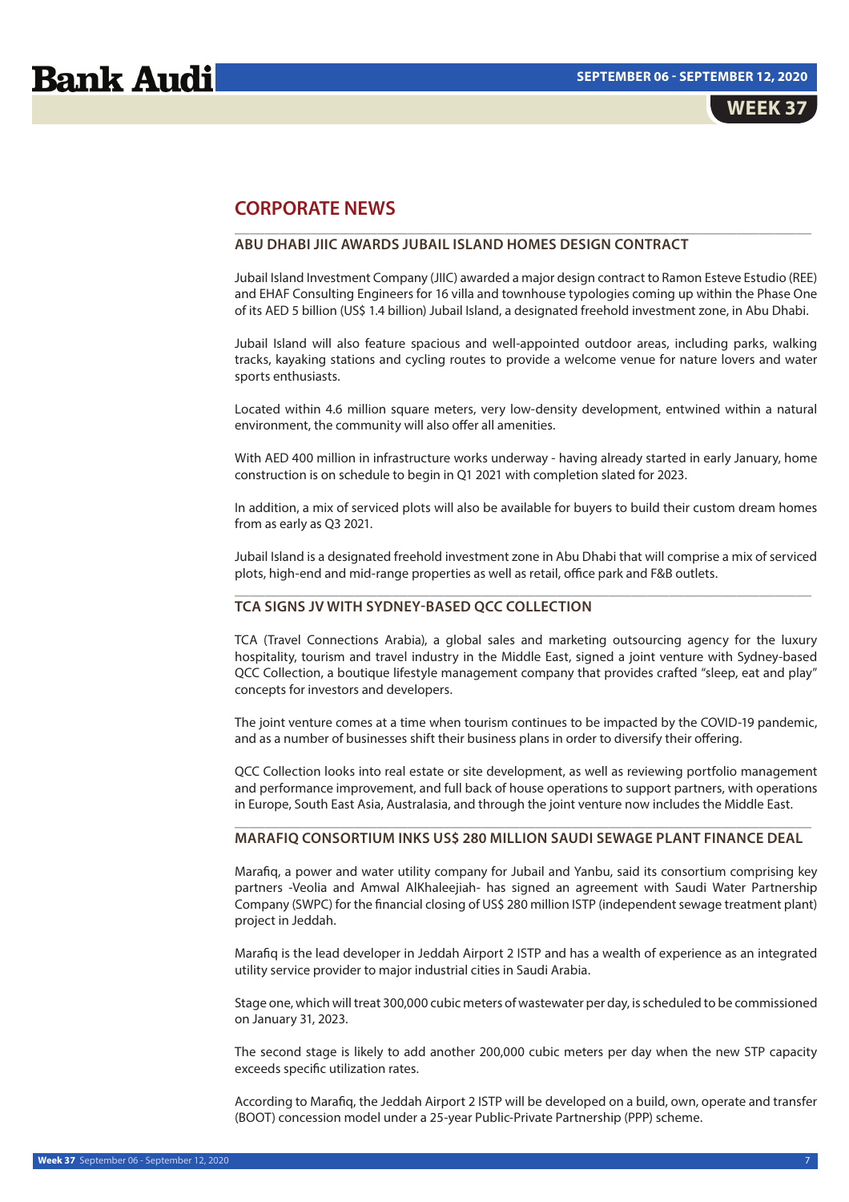## CORPORATE NEWS

### ABU DHABI JIIC AWARDS JUBAIL ISLAND HOMES DESIGN CONTRACT

Jubail Island Investment Company (JIIC) awarded a major design contract to Ramon Esteve Estudio (REE) and EHAF Consulting Engineers for 16 villa and townhouse typologies coming up within the Phase One of its AED 5 billion (US$ 1.4 billion) Jubail Island, a designated freehold investment zone, in Abu Dhabi.

Jubail Island will also feature spacious and well-appointed outdoor areas, including parks, walking tracks, kayaking stations and cycling routes to provide a welcome venue for nature lovers and water sports enthusiasts.

Located within 4.6 million square meters, very low-density development, entwined within a natural environment, the community will also offer all amenities.

With AED 400 million in infrastructure works underway - having already started in early January, home construction is on schedule to begin in Q1 2021 with completion slated for 2023.

In addition, a mix of serviced plots will also be available for buyers to build their custom dream homes from as early as Q3 2021.

Jubail Island is a designated freehold investment zone in Abu Dhabi that will comprise a mix of serviced plots, high-end and mid-range properties as well as retail, office park and F&B outlets.

### TCA SIGNS JV WITH SYDNEY-BASED QCC COLLECTION

TCA (Travel Connections Arabia), a global sales and marketing outsourcing agency for the luxury hospitality, tourism and travel industry in the Middle East, signed a joint venture with Sydney-based QCC Collection, a boutique lifestyle management company that provides crafted "sleep, eat and play" concepts for investors and developers.

The joint venture comes at a time when tourism continues to be impacted by the COVID-19 pandemic, and as a number of businesses shift their business plans in order to diversify their offering.

QCC Collection looks into real estate or site development, as well as reviewing portfolio management and performance improvement, and full back of house operations to support partners, with operations in Europe, South East Asia, Australasia, and through the joint venture now includes the Middle East.

### MARAFIQ CONSORTIUM INKS US$ 280 MILLION SAUDI SEWAGE PLANT FINANCE DEAL

Marafiq, a power and water utility company for Jubail and Yanbu, said its consortium comprising key partners -Veolia and Amwal AlKhaleejiah- has signed an agreement with Saudi Water Partnership Company (SWPC) for the financial closing of US$ 280 million ISTP (independent sewage treatment plant) project in Jeddah.

Marafiq is the lead developer in Jeddah Airport 2 ISTP and has a wealth of experience as an integrated utility service provider to major industrial cities in Saudi Arabia.

Stage one, which will treat 300,000 cubic meters of wastewater per day, is scheduled to be commissioned on January 31, 2023.

The second stage is likely to add another 200,000 cubic meters per day when the new STP capacity exceeds specific utilization rates.

According to Marafiq, the Jeddah Airport 2 ISTP will be developed on a build, own, operate and transfer (BOOT) concession model under a 25-year Public-Private Partnership (PPP) scheme.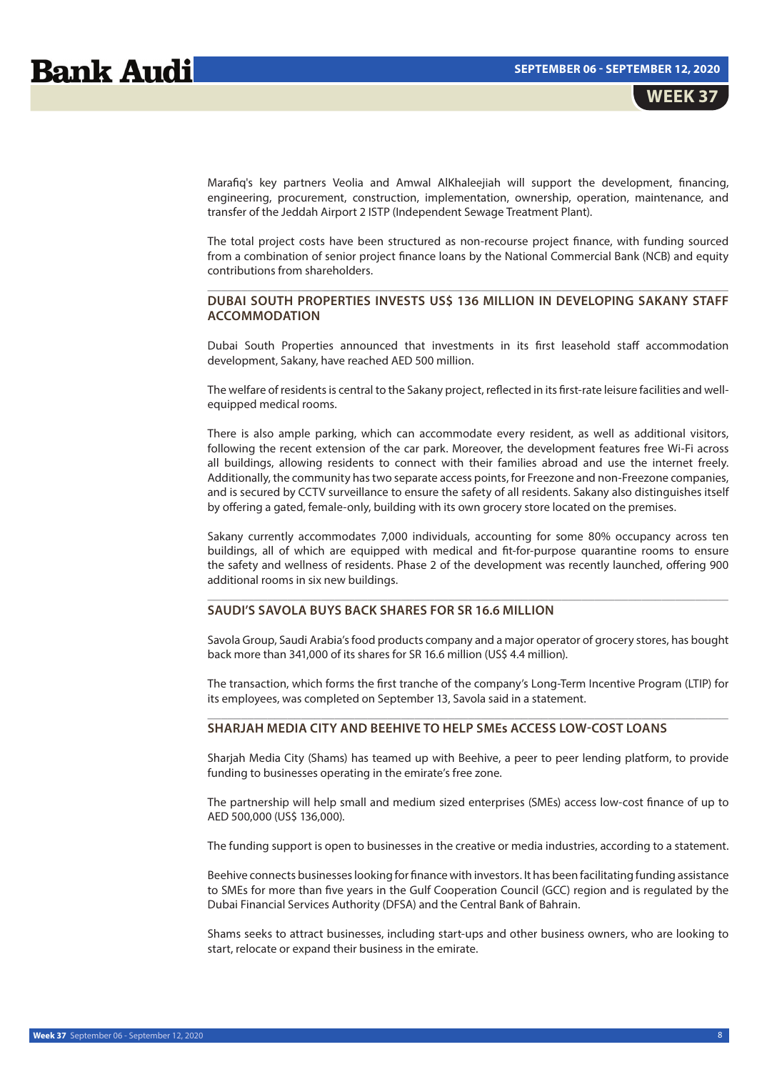Marafiq's key partners Veolia and Amwal AlKhaleejiah will support the development, financing, engineering, procurement, construction, implementation, ownership, operation, maintenance, and transfer of the Jeddah Airport 2 ISTP (Independent Sewage Treatment Plant).

The total project costs have been structured as non-recourse project finance, with funding sourced from a combination of senior project finance loans by the National Commercial Bank (NCB) and equity contributions from shareholders.

## DUBAI SOUTH PROPERTIES INVESTS US$ 136 MILLION IN DEVELOPING SAKANY STAFF ACCOMMODATION

Dubai South Properties announced that investments in its first leasehold staff accommodation development, Sakany, have reached AED 500 million.

The welfare of residents is central to the Sakany project, reflected in its first-rate leisure facilities and well-equipped medical rooms.

There is also ample parking, which can accommodate every resident, as well as additional visitors, following the recent extension of the car park. Moreover, the development features free Wi-Fi across all buildings, allowing residents to connect with their families abroad and use the internet freely. Additionally, the community has two separate access points, for Freezone and non-Freezone companies, and is secured by CCTV surveillance to ensure the safety of all residents. Sakany also distinguishes itself by offering a gated, female-only, building with its own grocery store located on the premises.

Sakany currently accommodates 7,000 individuals, accounting for some 80% occupancy across ten buildings, all of which are equipped with medical and fit-for-purpose quarantine rooms to ensure the safety and wellness of residents. Phase 2 of the development was recently launched, offering 900 additional rooms in six new buildings.

## SAUDI'S SAVOLA BUYS BACK SHARES FOR SR 16.6 MILLION

Savola Group, Saudi Arabia's food products company and a major operator of grocery stores, has bought back more than 341,000 of its shares for SR 16.6 million (US$ 4.4 million).

The transaction, which forms the first tranche of the company's Long-Term Incentive Program (LTIP) for its employees, was completed on September 13, Savola said in a statement.

## SHARJAH MEDIA CITY AND BEEHIVE TO HELP SMEs ACCESS LOW-COST LOANS

Sharjah Media City (Shams) has teamed up with Beehive, a peer to peer lending platform, to provide funding to businesses operating in the emirate's free zone.

The partnership will help small and medium sized enterprises (SMEs) access low-cost finance of up to AED 500,000 (US$ 136,000).

The funding support is open to businesses in the creative or media industries, according to a statement.

Beehive connects businesses looking for finance with investors. It has been facilitating funding assistance to SMEs for more than five years in the Gulf Cooperation Council (GCC) region and is regulated by the Dubai Financial Services Authority (DFSA) and the Central Bank of Bahrain.

Shams seeks to attract businesses, including start-ups and other business owners, who are looking to start, relocate or expand their business in the emirate.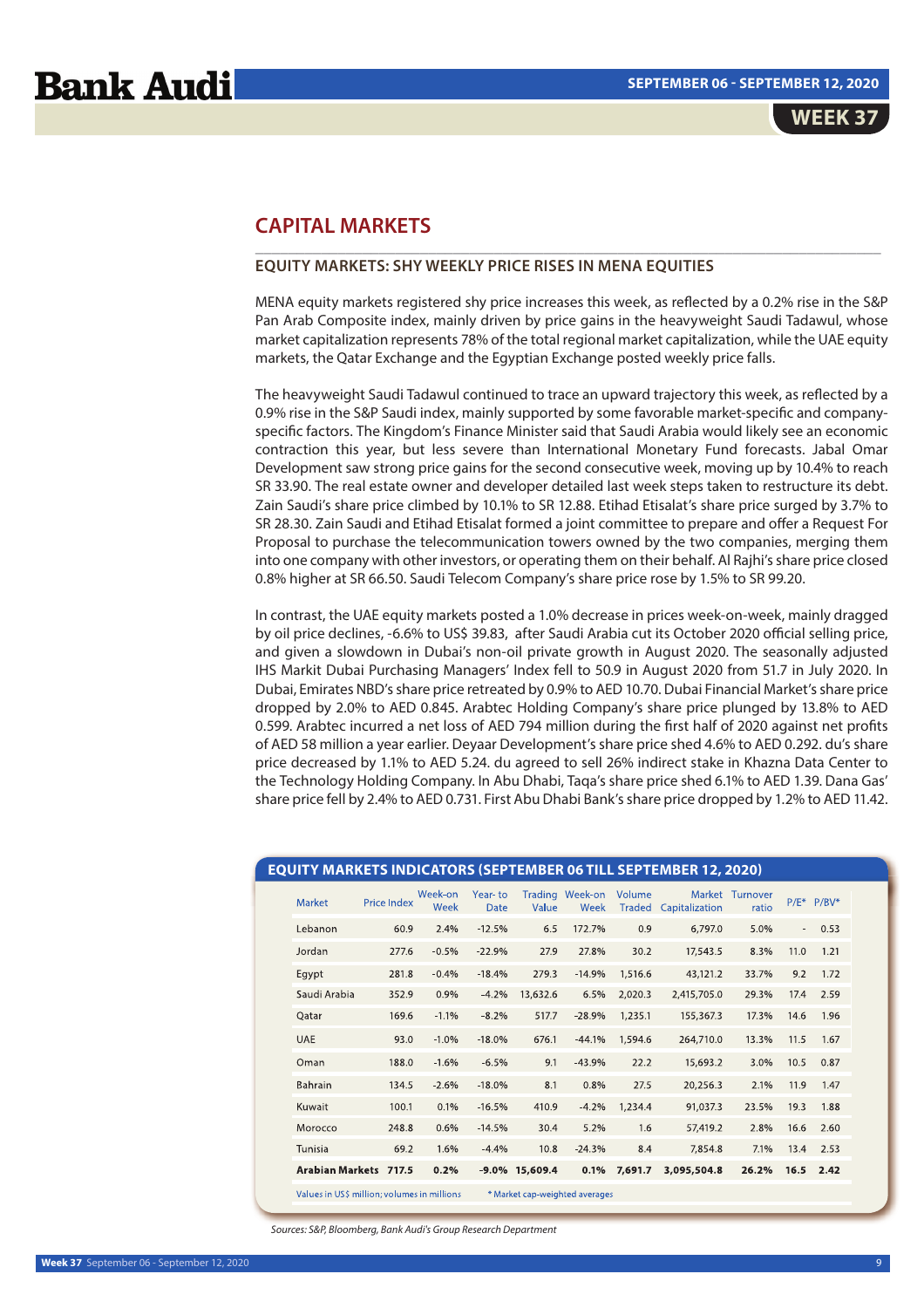# CAPITAL MARKETS

## EQUITY MARKETS: SHY WEEKLY PRICE RISES IN MENA EQUITIES

MENA equity markets registered shy price increases this week, as reflected by a 0.2% rise in the S&P Pan Arab Composite index, mainly driven by price gains in the heavyweight Saudi Tadawul, whose market capitalization represents 78% of the total regional market capitalization, while the UAE equity markets, the Qatar Exchange and the Egyptian Exchange posted weekly price falls.

The heavyweight Saudi Tadawul continued to trace an upward trajectory this week, as reflected by a 0.9% rise in the S&P Saudi index, mainly supported by some favorable market-specific and company-specific factors. The Kingdom's Finance Minister said that Saudi Arabia would likely see an economic contraction this year, but less severe than International Monetary Fund forecasts. Jabal Omar Development saw strong price gains for the second consecutive week, moving up by 10.4% to reach SR 33.90. The real estate owner and developer detailed last week steps taken to restructure its debt. Zain Saudi's share price climbed by 10.1% to SR 12.88. Etihad Etisalat's share price surged by 3.7% to SR 28.30. Zain Saudi and Etihad Etisalat formed a joint committee to prepare and offer a Request For Proposal to purchase the telecommunication towers owned by the two companies, merging them into one company with other investors, or operating them on their behalf. Al Rajhi's share price closed 0.8% higher at SR 66.50. Saudi Telecom Company's share price rose by 1.5% to SR 99.20.

In contrast, the UAE equity markets posted a 1.0% decrease in prices week-on-week, mainly dragged by oil price declines, -6.6% to US$ 39.83, after Saudi Arabia cut its October 2020 official selling price, and given a slowdown in Dubai's non-oil private growth in August 2020. The seasonally adjusted IHS Markit Dubai Purchasing Managers' Index fell to 50.9 in August 2020 from 51.7 in July 2020. In Dubai, Emirates NBD's share price retreated by 0.9% to AED 10.70. Dubai Financial Market's share price dropped by 2.0% to AED 0.845. Arabtec Holding Company's share price plunged by 13.8% to AED 0.599. Arabtec incurred a net loss of AED 794 million during the first half of 2020 against net profits of AED 58 million a year earlier. Deyaar Development's share price shed 4.6% to AED 0.292. du's share price decreased by 1.1% to AED 5.24. du agreed to sell 26% indirect stake in Khazna Data Center to the Technology Holding Company. In Abu Dhabi, Taqa's share price shed 6.1% to AED 1.39. Dana Gas' share price fell by 2.4% to AED 0.731. First Abu Dhabi Bank's share price dropped by 1.2% to AED 11.42.

### EQUITY MARKETS INDICATORS (SEPTEMBER 06 TILL SEPTEMBER 12, 2020)

| Market | Price Index | Week-on Week | Year- to Date | Trading Value | Week-on Week | Volume Traded | Market Capitalization | Turnover ratio | P/E* | P/BV* |
|---|---|---|---|---|---|---|---|---|---|---|
| Lebanon | 60.9 | 2.4% | -12.5% | 6.5 | 172.7% | 0.9 | 6,797.0 | 5.0% | - | 0.53 |
| Jordan | 277.6 | -0.5% | -22.9% | 27.9 | 27.8% | 30.2 | 17,543.5 | 8.3% | 11.0 | 1.21 |
| Egypt | 281.8 | -0.4% | -18.4% | 279.3 | -14.9% | 1,516.6 | 43,121.2 | 33.7% | 9.2 | 1.72 |
| Saudi Arabia | 352.9 | 0.9% | -4.2% | 13,632.6 | 6.5% | 2,020.3 | 2,415,705.0 | 29.3% | 17.4 | 2.59 |
| Qatar | 169.6 | -1.1% | -8.2% | 517.7 | -28.9% | 1,235.1 | 155,367.3 | 17.3% | 14.6 | 1.96 |
| UAE | 93.0 | -1.0% | -18.0% | 676.1 | -44.1% | 1,594.6 | 264,710.0 | 13.3% | 11.5 | 1.67 |
| Oman | 188.0 | -1.6% | -6.5% | 9.1 | -43.9% | 22.2 | 15,693.2 | 3.0% | 10.5 | 0.87 |
| Bahrain | 134.5 | -2.6% | -18.0% | 8.1 | 0.8% | 27.5 | 20,256.3 | 2.1% | 11.9 | 1.47 |
| Kuwait | 100.1 | 0.1% | -16.5% | 410.9 | -4.2% | 1,234.4 | 91,037.3 | 23.5% | 19.3 | 1.88 |
| Morocco | 248.8 | 0.6% | -14.5% | 30.4 | 5.2% | 1.6 | 57,419.2 | 2.8% | 16.6 | 2.60 |
| Tunisia | 69.2 | 1.6% | -4.4% | 10.8 | -24.3% | 8.4 | 7,854.8 | 7.1% | 13.4 | 2.53 |
| **Arabian Markets** | **717.5** | **0.2%** | **-9.0%** | **15,609.4** | **0.1%** | **7,691.7** | **3,095,504.8** | **26.2%** | **16.5** | **2.42** |

Values in US$ million; volumes in millions     * Market cap-weighted averages

*Sources: S&P, Bloomberg, Bank Audi's Group Research Department*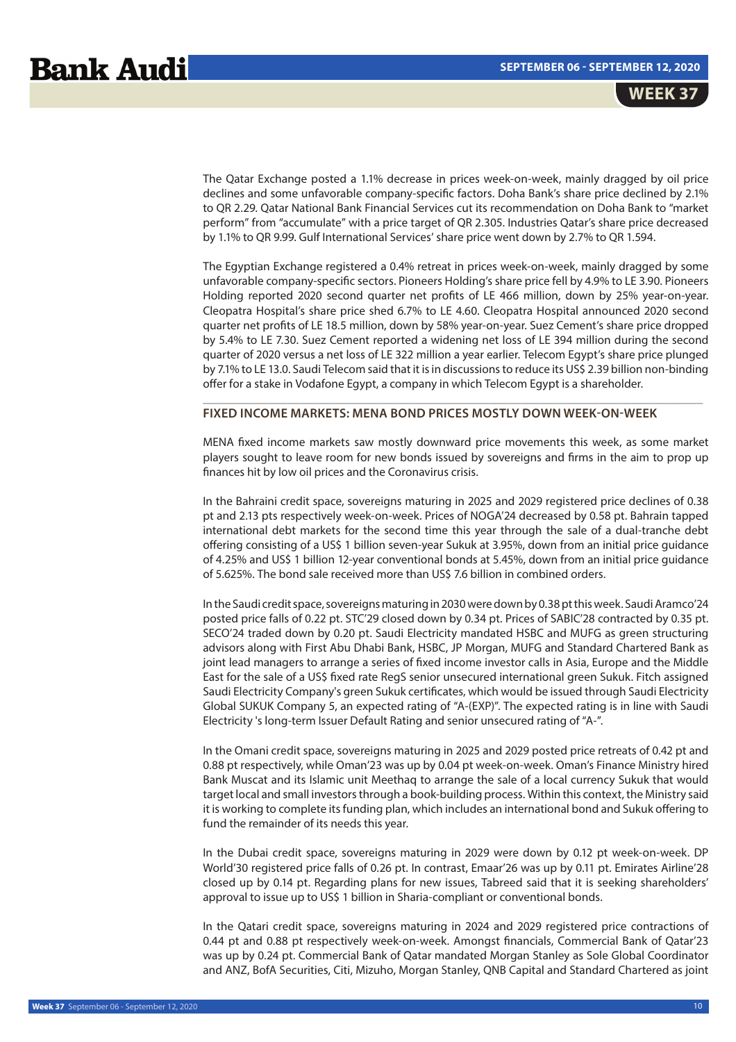The Qatar Exchange posted a 1.1% decrease in prices week-on-week, mainly dragged by oil price declines and some unfavorable company-specific factors. Doha Bank's share price declined by 2.1% to QR 2.29. Qatar National Bank Financial Services cut its recommendation on Doha Bank to "market perform" from "accumulate" with a price target of QR 2.305. Industries Qatar's share price decreased by 1.1% to QR 9.99. Gulf International Services' share price went down by 2.7% to QR 1.594.

The Egyptian Exchange registered a 0.4% retreat in prices week-on-week, mainly dragged by some unfavorable company-specific sectors. Pioneers Holding's share price fell by 4.9% to LE 3.90. Pioneers Holding reported 2020 second quarter net profits of LE 466 million, down by 25% year-on-year. Cleopatra Hospital's share price shed 6.7% to LE 4.60. Cleopatra Hospital announced 2020 second quarter net profits of LE 18.5 million, down by 58% year-on-year. Suez Cement's share price dropped by 5.4% to LE 7.30. Suez Cement reported a widening net loss of LE 394 million during the second quarter of 2020 versus a net loss of LE 322 million a year earlier. Telecom Egypt's share price plunged by 7.1% to LE 13.0. Saudi Telecom said that it is in discussions to reduce its US$ 2.39 billion non-binding offer for a stake in Vodafone Egypt, a company in which Telecom Egypt is a shareholder.

## FIXED INCOME MARKETS: MENA BOND PRICES MOSTLY DOWN WEEK-ON-WEEK

MENA fixed income markets saw mostly downward price movements this week, as some market players sought to leave room for new bonds issued by sovereigns and firms in the aim to prop up finances hit by low oil prices and the Coronavirus crisis.

In the Bahraini credit space, sovereigns maturing in 2025 and 2029 registered price declines of 0.38 pt and 2.13 pts respectively week-on-week. Prices of NOGA'24 decreased by 0.58 pt. Bahrain tapped international debt markets for the second time this year through the sale of a dual-tranche debt offering consisting of a US$ 1 billion seven-year Sukuk at 3.95%, down from an initial price guidance of 4.25% and US$ 1 billion 12-year conventional bonds at 5.45%, down from an initial price guidance of 5.625%. The bond sale received more than US$ 7.6 billion in combined orders.

In the Saudi credit space, sovereigns maturing in 2030 were down by 0.38 pt this week. Saudi Aramco'24 posted price falls of 0.22 pt. STC'29 closed down by 0.34 pt. Prices of SABIC'28 contracted by 0.35 pt. SECO'24 traded down by 0.20 pt. Saudi Electricity mandated HSBC and MUFG as green structuring advisors along with First Abu Dhabi Bank, HSBC, JP Morgan, MUFG and Standard Chartered Bank as joint lead managers to arrange a series of fixed income investor calls in Asia, Europe and the Middle East for the sale of a US$ fixed rate RegS senior unsecured international green Sukuk. Fitch assigned Saudi Electricity Company's green Sukuk certificates, which would be issued through Saudi Electricity Global SUKUK Company 5, an expected rating of "A-(EXP)". The expected rating is in line with Saudi Electricity 's long-term Issuer Default Rating and senior unsecured rating of "A-".

In the Omani credit space, sovereigns maturing in 2025 and 2029 posted price retreats of 0.42 pt and 0.88 pt respectively, while Oman'23 was up by 0.04 pt week-on-week. Oman's Finance Ministry hired Bank Muscat and its Islamic unit Meethaq to arrange the sale of a local currency Sukuk that would target local and small investors through a book-building process. Within this context, the Ministry said it is working to complete its funding plan, which includes an international bond and Sukuk offering to fund the remainder of its needs this year.

In the Dubai credit space, sovereigns maturing in 2029 were down by 0.12 pt week-on-week. DP World'30 registered price falls of 0.26 pt. In contrast, Emaar'26 was up by 0.11 pt. Emirates Airline'28 closed up by 0.14 pt. Regarding plans for new issues, Tabreed said that it is seeking shareholders' approval to issue up to US$ 1 billion in Sharia-compliant or conventional bonds.

In the Qatari credit space, sovereigns maturing in 2024 and 2029 registered price contractions of 0.44 pt and 0.88 pt respectively week-on-week. Amongst financials, Commercial Bank of Qatar'23 was up by 0.24 pt. Commercial Bank of Qatar mandated Morgan Stanley as Sole Global Coordinator and ANZ, BofA Securities, Citi, Mizuho, Morgan Stanley, QNB Capital and Standard Chartered as joint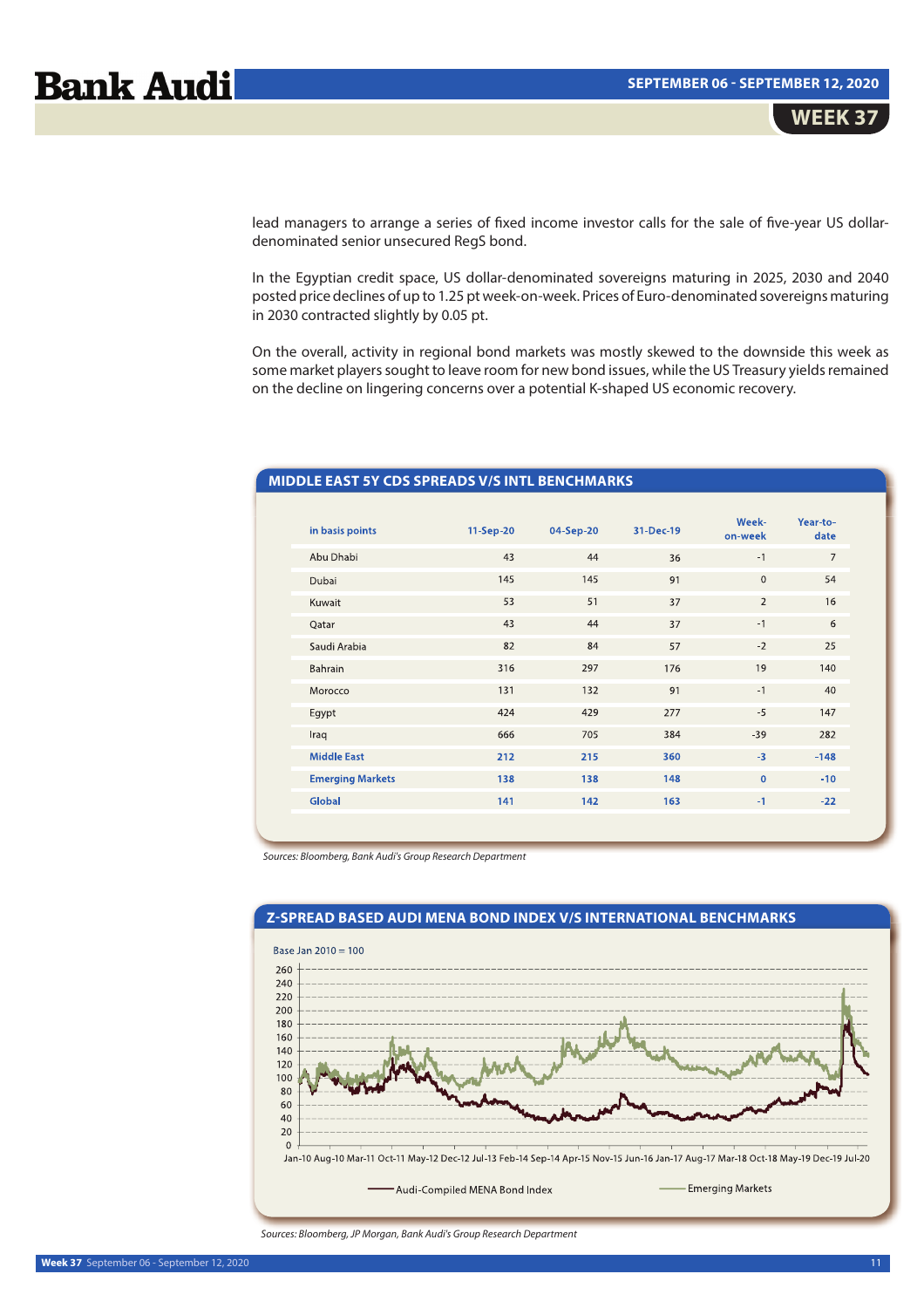lead managers to arrange a series of fixed income investor calls for the sale of five-year US dollar-denominated senior unsecured RegS bond.

In the Egyptian credit space, US dollar-denominated sovereigns maturing in 2025, 2030 and 2040 posted price declines of up to 1.25 pt week-on-week. Prices of Euro-denominated sovereigns maturing in 2030 contracted slightly by 0.05 pt.

On the overall, activity in regional bond markets was mostly skewed to the downside this week as some market players sought to leave room for new bond issues, while the US Treasury yields remained on the decline on lingering concerns over a potential K-shaped US economic recovery.

## MIDDLE EAST 5Y CDS SPREADS V/S INTL BENCHMARKS

| in basis points | 11-Sep-20 | 04-Sep-20 | 31-Dec-19 | Week-on-week | Year-to-date |
|---|---|---|---|---|---|
| Abu Dhabi | 43 | 44 | 36 | -1 | 7 |
| Dubai | 145 | 145 | 91 | 0 | 54 |
| Kuwait | 53 | 51 | 37 | 2 | 16 |
| Qatar | 43 | 44 | 37 | -1 | 6 |
| Saudi Arabia | 82 | 84 | 57 | -2 | 25 |
| Bahrain | 316 | 297 | 176 | 19 | 140 |
| Morocco | 131 | 132 | 91 | -1 | 40 |
| Egypt | 424 | 429 | 277 | -5 | 147 |
| Iraq | 666 | 705 | 384 | -39 | 282 |
| **Middle East** | **212** | **215** | **360** | **-3** | **-148** |
| **Emerging Markets** | **138** | **138** | **148** | **0** | **-10** |
| **Global** | **141** | **142** | **163** | **-1** | **-22** |

*Sources: Bloomberg, Bank Audi's Group Research Department*

## Z-SPREAD BASED AUDI MENA BOND INDEX V/S INTERNATIONAL BENCHMARKS

Base Jan 2010 = 100

Audi-Compiled MENA Bond Index — Emerging Markets

*Sources: Bloomberg, JP Morgan, Bank Audi's Group Research Department*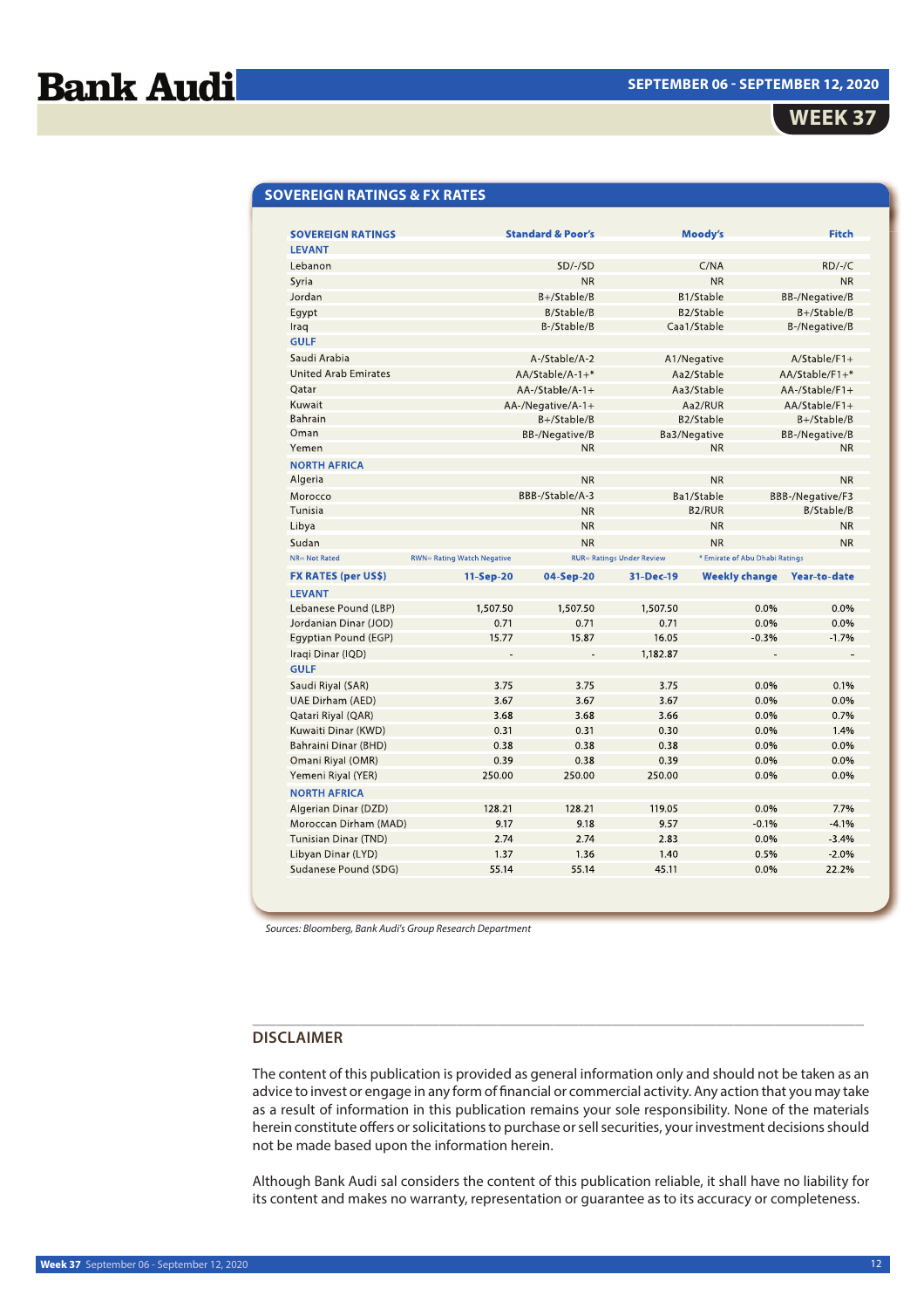## SOVEREIGN RATINGS & FX RATES

| SOVEREIGN RATINGS | Standard & Poor's | Moody's | Fitch |
|---|---|---|---|
| **LEVANT** | | | |
| Lebanon | SD/-/SD | C/NA | RD/-/C |
| Syria | NR | NR | NR |
| Jordan | B+/Stable/B | B1/Stable | BB-/Negative/B |
| Egypt | B/Stable/B | B2/Stable | B+/Stable/B |
| Iraq | B-/Stable/B | Caa1/Stable | B-/Negative/B |
| **GULF** | | | |
| Saudi Arabia | A-/Stable/A-2 | A1/Negative | A/Stable/F1+ |
| United Arab Emirates | AA/Stable/A-1+* | Aa2/Stable | AA/Stable/F1+* |
| Qatar | AA-/Stable/A-1+ | Aa3/Stable | AA-/Stable/F1+ |
| Kuwait | AA-/Negative/A-1+ | Aa2/RUR | AA/Stable/F1+ |
| Bahrain | B+/Stable/B | B2/Stable | B+/Stable/B |
| Oman | BB-/Negative/B | Ba3/Negative | BB-/Negative/B |
| Yemen | NR | NR | NR |
| **NORTH AFRICA** | | | |
| Algeria | NR | NR | NR |
| Morocco | BBB-/Stable/A-3 | Ba1/Stable | BBB-/Negative/F3 |
| Tunisia | NR | B2/RUR | B/Stable/B |
| Libya | NR | NR | NR |
| Sudan | NR | NR | NR |

NR= Not Rated  RWN= Rating Watch Negative  RUR= Ratings Under Review  * Emirate of Abu Dhabi Ratings

| FX RATES (per US$) | 11-Sep-20 | 04-Sep-20 | 31-Dec-19 | Weekly change | Year-to-date |
|---|---|---|---|---|---|
| **LEVANT** | | | | | |
| Lebanese Pound (LBP) | 1,507.50 | 1,507.50 | 1,507.50 | 0.0% | 0.0% |
| Jordanian Dinar (JOD) | 0.71 | 0.71 | 0.71 | 0.0% | 0.0% |
| Egyptian Pound (EGP) | 15.77 | 15.87 | 16.05 | -0.3% | -1.7% |
| Iraqi Dinar (IQD) | - | - | 1,182.87 | - | - |
| **GULF** | | | | | |
| Saudi Riyal (SAR) | 3.75 | 3.75 | 3.75 | 0.0% | 0.1% |
| UAE Dirham (AED) | 3.67 | 3.67 | 3.67 | 0.0% | 0.0% |
| Qatari Riyal (QAR) | 3.68 | 3.68 | 3.66 | 0.0% | 0.7% |
| Kuwaiti Dinar (KWD) | 0.31 | 0.31 | 0.30 | 0.0% | 1.4% |
| Bahraini Dinar (BHD) | 0.38 | 0.38 | 0.38 | 0.0% | 0.0% |
| Omani Riyal (OMR) | 0.39 | 0.38 | 0.39 | 0.0% | 0.0% |
| Yemeni Riyal (YER) | 250.00 | 250.00 | 250.00 | 0.0% | 0.0% |
| **NORTH AFRICA** | | | | | |
| Algerian Dinar (DZD) | 128.21 | 128.21 | 119.05 | 0.0% | 7.7% |
| Moroccan Dirham (MAD) | 9.17 | 9.18 | 9.57 | -0.1% | -4.1% |
| Tunisian Dinar (TND) | 2.74 | 2.74 | 2.83 | 0.0% | -3.4% |
| Libyan Dinar (LYD) | 1.37 | 1.36 | 1.40 | 0.5% | -2.0% |
| Sudanese Pound (SDG) | 55.14 | 55.14 | 45.11 | 0.0% | 22.2% |

*Sources: Bloomberg, Bank Audi's Group Research Department*

## DISCLAIMER

The content of this publication is provided as general information only and should not be taken as an advice to invest or engage in any form of financial or commercial activity. Any action that you may take as a result of information in this publication remains your sole responsibility. None of the materials herein constitute offers or solicitations to purchase or sell securities, your investment decisions should not be made based upon the information herein.

Although Bank Audi sal considers the content of this publication reliable, it shall have no liability for its content and makes no warranty, representation or guarantee as to its accuracy or completeness.